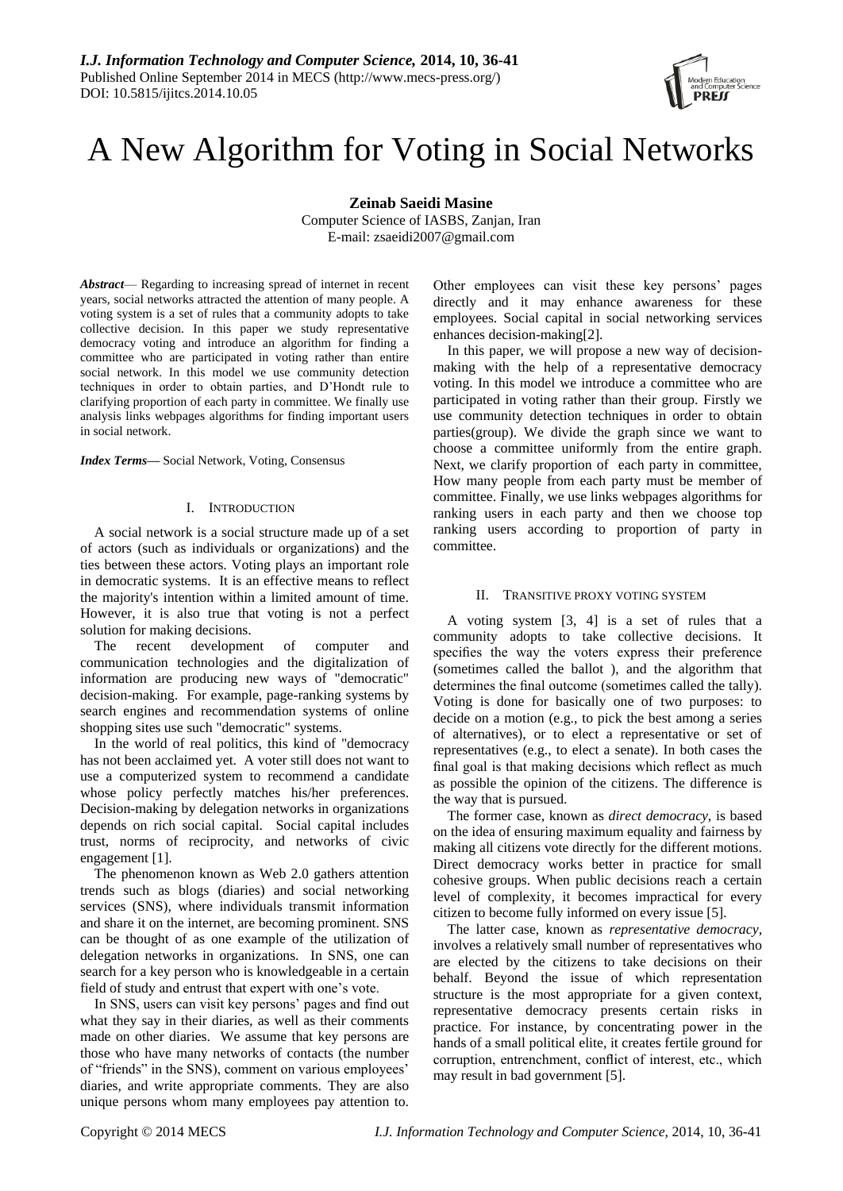# A New Algorithm for Voting in Social Networks

**Zeinab Saeidi Masine**
Computer Science of IASBS, Zanjan, Iran
E-mail: zsaeidi2007@gmail.com

***Abstract*** — Regarding to increasing spread of internet in recent years, social networks attracted the attention of many people. A voting system is a set of rules that a community adopts to take collective decision. In this paper we study representative democracy voting and introduce an algorithm for finding a committee who are participated in voting rather than entire social network. In this model we use community detection techniques in order to obtain parties, and D'Hondt rule to clarifying proportion of each party in committee. We finally use analysis links webpages algorithms for finding important users in social network.

***Index Terms*****—** Social Network, Voting, Consensus

## I. Introduction

A social network is a social structure made up of a set of actors (such as individuals or organizations) and the ties between these actors. Voting plays an important role in democratic systems. It is an effective means to reflect the majority's intention within a limited amount of time. However, it is also true that voting is not a perfect solution for making decisions.

The recent development of computer and communication technologies and the digitalization of information are producing new ways of "democratic" decision-making. For example, page-ranking systems by search engines and recommendation systems of online shopping sites use such "democratic" systems.

In the world of real politics, this kind of "democracy has not been acclaimed yet. A voter still does not want to use a computerized system to recommend a candidate whose policy perfectly matches his/her preferences. Decision-making by delegation networks in organizations depends on rich social capital. Social capital includes trust, norms of reciprocity, and networks of civic engagement [1].

The phenomenon known as Web 2.0 gathers attention trends such as blogs (diaries) and social networking services (SNS), where individuals transmit information and share it on the internet, are becoming prominent. SNS can be thought of as one example of the utilization of delegation networks in organizations. In SNS, one can search for a key person who is knowledgeable in a certain field of study and entrust that expert with one's vote.

In SNS, users can visit key persons' pages and find out what they say in their diaries, as well as their comments made on other diaries. We assume that key persons are those who have many networks of contacts (the number of "friends" in the SNS), comment on various employees' diaries, and write appropriate comments. They are also unique persons whom many employees pay attention to. Other employees can visit these key persons' pages directly and it may enhance awareness for these employees. Social capital in social networking services enhances decision-making[2].

In this paper, we will propose a new way of decision-making with the help of a representative democracy voting. In this model we introduce a committee who are participated in voting rather than their group. Firstly we use community detection techniques in order to obtain parties(group). We divide the graph since we want to choose a committee uniformly from the entire graph. Next, we clarify proportion of each party in committee, How many people from each party must be member of committee. Finally, we use links webpages algorithms for ranking users in each party and then we choose top ranking users according to proportion of party in committee.

## II. Transitive proxy voting system

A voting system [3, 4] is a set of rules that a community adopts to take collective decisions. It specifies the way the voters express their preference (sometimes called the ballot ), and the algorithm that determines the final outcome (sometimes called the tally). Voting is done for basically one of two purposes: to decide on a motion (e.g., to pick the best among a series of alternatives), or to elect a representative or set of representatives (e.g., to elect a senate). In both cases the final goal is that making decisions which reflect as much as possible the opinion of the citizens. The difference is the way that is pursued.

The former case, known as *direct democracy*, is based on the idea of ensuring maximum equality and fairness by making all citizens vote directly for the different motions. Direct democracy works better in practice for small cohesive groups. When public decisions reach a certain level of complexity, it becomes impractical for every citizen to become fully informed on every issue [5].

The latter case, known as *representative democracy*, involves a relatively small number of representatives who are elected by the citizens to take decisions on their behalf. Beyond the issue of which representation structure is the most appropriate for a given context, representative democracy presents certain risks in practice. For instance, by concentrating power in the hands of a small political elite, it creates fertile ground for corruption, entrenchment, conflict of interest, etc., which may result in bad government [5].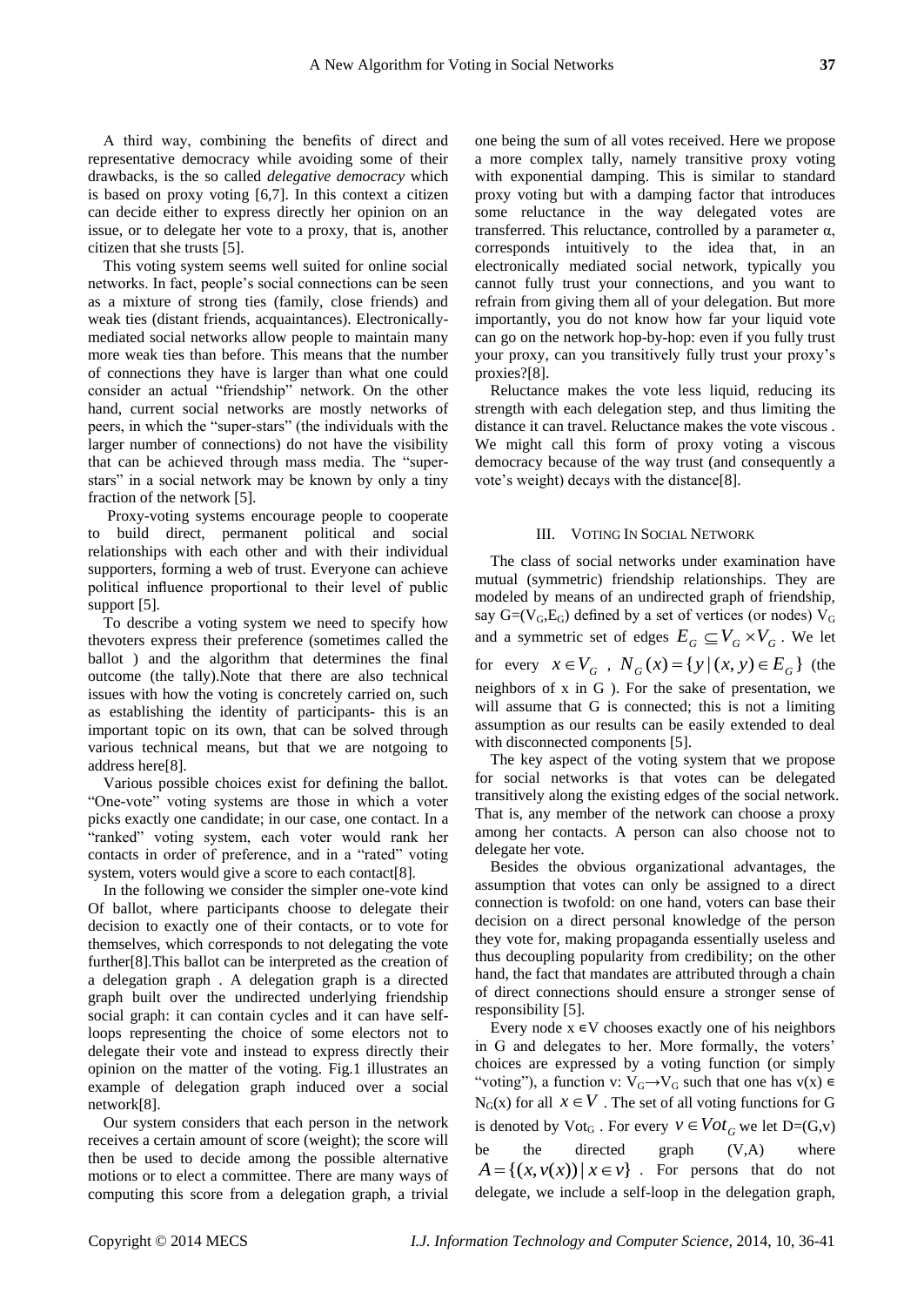A third way, combining the benefits of direct and representative democracy while avoiding some of their drawbacks, is the so called *delegative democracy* which is based on proxy voting [6,7]. In this context a citizen can decide either to express directly her opinion on an issue, or to delegate her vote to a proxy, that is, another citizen that she trusts [5].

This voting system seems well suited for online social networks. In fact, people's social connections can be seen as a mixture of strong ties (family, close friends) and weak ties (distant friends, acquaintances). Electronically-mediated social networks allow people to maintain many more weak ties than before. This means that the number of connections they have is larger than what one could consider an actual "friendship" network. On the other hand, current social networks are mostly networks of peers, in which the "super-stars" (the individuals with the larger number of connections) do not have the visibility that can be achieved through mass media. The "super-stars" in a social network may be known by only a tiny fraction of the network [5].

Proxy-voting systems encourage people to cooperate to build direct, permanent political and social relationships with each other and with their individual supporters, forming a web of trust. Everyone can achieve political influence proportional to their level of public support [5].

To describe a voting system we need to specify how thevoters express their preference (sometimes called the ballot ) and the algorithm that determines the final outcome (the tally).Note that there are also technical issues with how the voting is concretely carried on, such as establishing the identity of participants- this is an important topic on its own, that can be solved through various technical means, but that we are notgoing to address here[8].

Various possible choices exist for defining the ballot. "One-vote" voting systems are those in which a voter picks exactly one candidate; in our case, one contact. In a "ranked" voting system, each voter would rank her contacts in order of preference, and in a "rated" voting system, voters would give a score to each contact[8].

In the following we consider the simpler one-vote kind Of ballot, where participants choose to delegate their decision to exactly one of their contacts, or to vote for themselves, which corresponds to not delegating the vote further[8].This ballot can be interpreted as the creation of a delegation graph . A delegation graph is a directed graph built over the undirected underlying friendship social graph: it can contain cycles and it can have self-loops representing the choice of some electors not to delegate their vote and instead to express directly their opinion on the matter of the voting. Fig.1 illustrates an example of delegation graph induced over a social network[8].

Our system considers that each person in the network receives a certain amount of score (weight); the score will then be used to decide among the possible alternative motions or to elect a committee. There are many ways of computing this score from a delegation graph, a trivial one being the sum of all votes received. Here we propose a more complex tally, namely transitive proxy voting with exponential damping. This is similar to standard proxy voting but with a damping factor that introduces some reluctance in the way delegated votes are transferred. This reluctance, controlled by a parameter α, corresponds intuitively to the idea that, in an electronically mediated social network, typically you cannot fully trust your connections, and you want to refrain from giving them all of your delegation. But more importantly, you do not know how far your liquid vote can go on the network hop-by-hop: even if you fully trust your proxy, can you transitively fully trust your proxy's proxies?[8].

Reluctance makes the vote less liquid, reducing its strength with each delegation step, and thus limiting the distance it can travel. Reluctance makes the vote viscous . We might call this form of proxy voting a viscous democracy because of the way trust (and consequently a vote's weight) decays with the distance[8].

## III. Voting In Social Network

The class of social networks under examination have mutual (symmetric) friendship relationships. They are modeled by means of an undirected graph of friendship, say $G=(V_G,E_G)$ defined by a set of vertices (or nodes) $V_G$ and a symmetric set of edges $E_G \subseteq V_G \times V_G$ . We let for every $x \in V_G$ , $N_G(x) = \{y \mid (x,y) \in E_G\}$ (the neighbors of x in G ). For the sake of presentation, we will assume that G is connected; this is not a limiting assumption as our results can be easily extended to deal with disconnected components [5].

The key aspect of the voting system that we propose for social networks is that votes can be delegated transitively along the existing edges of the social network. That is, any member of the network can choose a proxy among her contacts. A person can also choose not to delegate her vote.

Besides the obvious organizational advantages, the assumption that votes can only be assigned to a direct connection is twofold: on one hand, voters can base their decision on a direct personal knowledge of the person they vote for, making propaganda essentially useless and thus decoupling popularity from credibility; on the other hand, the fact that mandates are attributed through a chain of direct connections should ensure a stronger sense of responsibility [5].

Every node $x \in V$ chooses exactly one of his neighbors in G and delegates to her. More formally, the voters' choices are expressed by a voting function (or simply "voting"), a function v: $V_G \rightarrow V_G$ such that one has $v(x) \in N_G(x)$ for all $x \in V$ . The set of all voting functions for G is denoted by $Vot_G$ . For every $v \in Vot_G$ we let $D=(G,v)$ be the directed graph $(V,A)$ where $A = \{(x, v(x)) \mid x \in v\}$ . For persons that do not delegate, we include a self-loop in the delegation graph,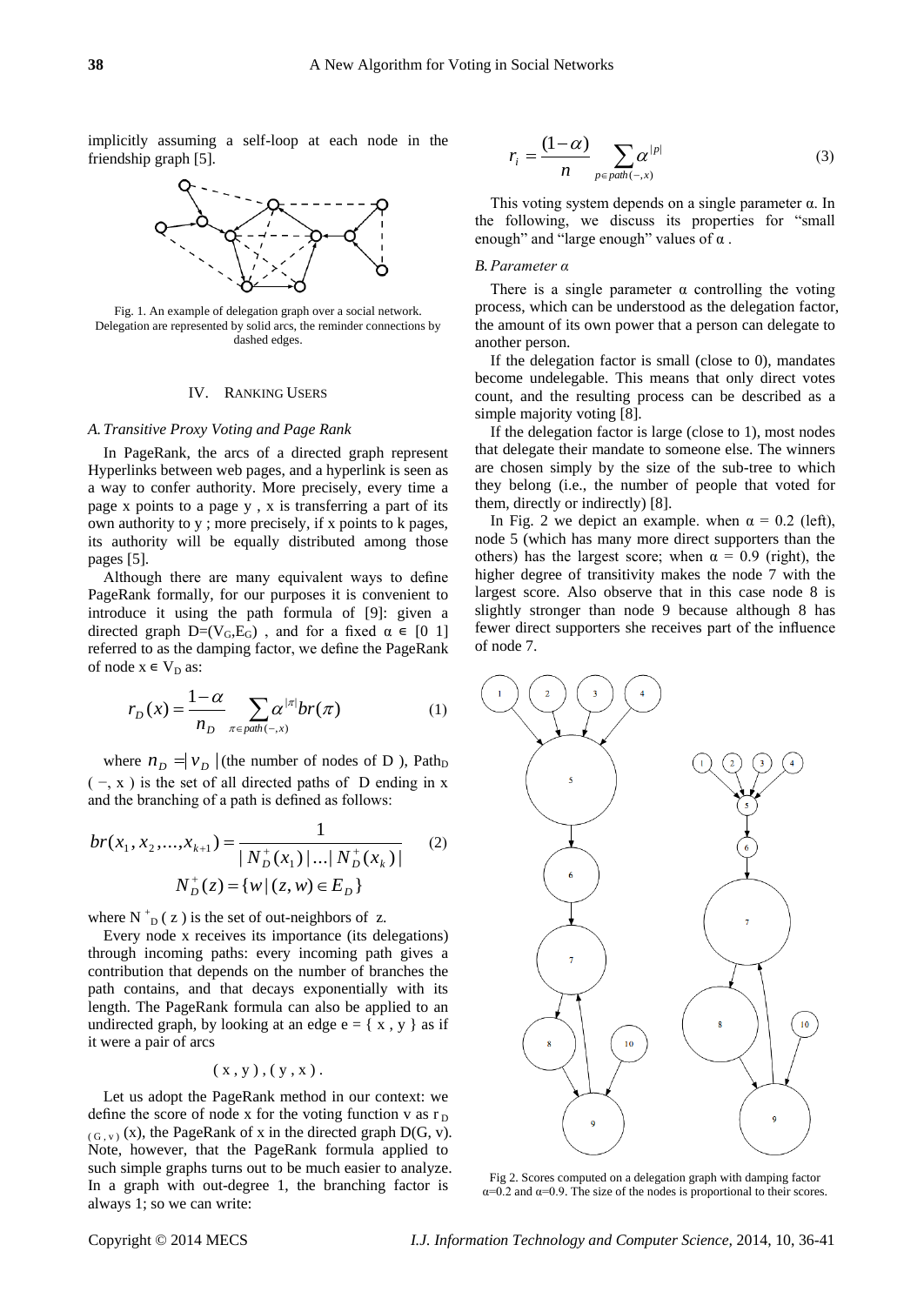implicitly assuming a self-loop at each node in the friendship graph [5].

Fig. 1. An example of delegation graph over a social network. Delegation are represented by solid arcs, the reminder connections by dashed edges.

## IV. Ranking Users

### A. Transitive Proxy Voting and Page Rank

In PageRank, the arcs of a directed graph represent Hyperlinks between web pages, and a hyperlink is seen as a way to confer authority. More precisely, every time a page x points to a page y , x is transferring a part of its own authority to y ; more precisely, if x points to k pages, its authority will be equally distributed among those pages [5].

Although there are many equivalent ways to define PageRank formally, for our purposes it is convenient to introduce it using the path formula of [9]: given a directed graph $D=(V_G,E_G)$ , and for a fixed $\alpha \in [0\ 1]$ referred to as the damping factor, we define the PageRank of node $x \in V_D$ as:

$$r_D(x) = \frac{1-\alpha}{n_D} \sum_{\pi \in path(-,x)} \alpha^{|\pi|} br(\pi) \quad (1)$$

where $n_D = |v_D|$ (the number of nodes of D ), $Path_D(-, x)$ is the set of all directed paths of D ending in x and the branching of a path is defined as follows:

$$br(x_1, x_2, ..., x_{k+1}) = \frac{1}{|N_D^+(x_1)|...|N_D^+(x_k)|} \quad (2)$$

$$N_D^+(z) = \{w \mid (z,w) \in E_D\}$$

where $N^+_D(z)$ is the set of out-neighbors of z.

Every node x receives its importance (its delegations) through incoming paths: every incoming path gives a contribution that depends on the number of branches the path contains, and that decays exponentially with its length. The PageRank formula can also be applied to an undirected graph, by looking at an edge e = { x , y } as if it were a pair of arcs

$$( x , y ) , ( y , x ) .$$

Let us adopt the PageRank method in our context: we define the score of node x for the voting function v as $r_{D(G,v)}(x)$, the PageRank of x in the directed graph D(G, v). Note, however, that the PageRank formula applied to such simple graphs turns out to be much easier to analyze. In a graph with out-degree 1, the branching factor is always 1; so we can write:

$$r_i = \frac{(1-\alpha)}{n} \sum_{p \in path(-,x)} \alpha^{|p|} \quad (3)$$

This voting system depends on a single parameter α. In the following, we discuss its properties for "small enough" and "large enough" values of α .

### B. Parameter α

There is a single parameter α controlling the voting process, which can be understood as the delegation factor, the amount of its own power that a person can delegate to another person.

If the delegation factor is small (close to 0), mandates become undelegable. This means that only direct votes count, and the resulting process can be described as a simple majority voting [8].

If the delegation factor is large (close to 1), most nodes that delegate their mandate to someone else. The winners are chosen simply by the size of the sub-tree to which they belong (i.e., the number of people that voted for them, directly or indirectly) [8].

In Fig. 2 we depict an example. when α = 0.2 (left), node 5 (which has many more direct supporters than the others) has the largest score; when α = 0.9 (right), the higher degree of transitivity makes the node 7 with the largest score. Also observe that in this case node 8 is slightly stronger than node 9 because although 8 has fewer direct supporters she receives part of the influence of node 7.

Fig 2. Scores computed on a delegation graph with damping factor α=0.2 and α=0.9. The size of the nodes is proportional to their scores.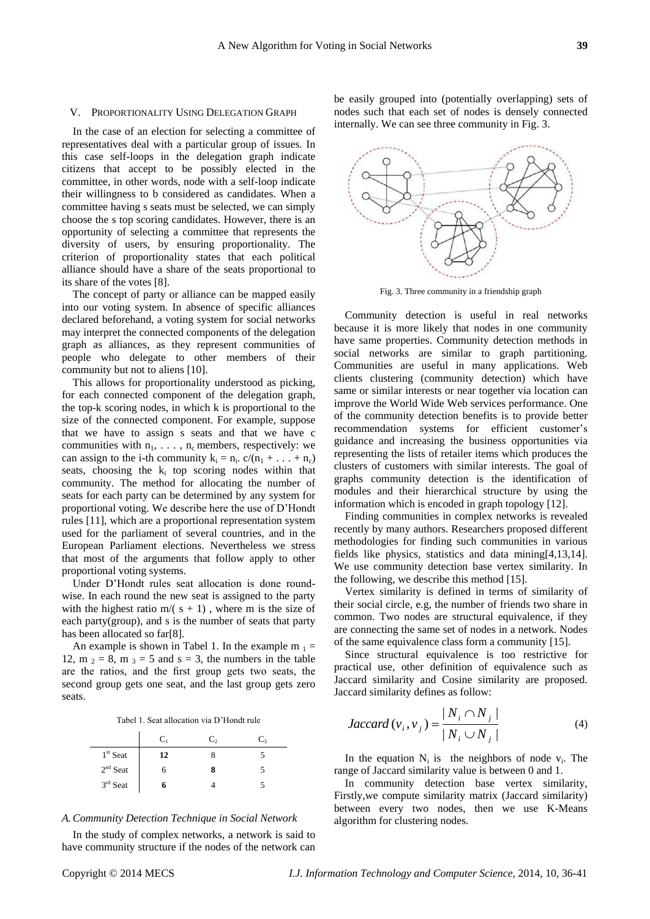## V. Proportionality Using Delegation Graph

In the case of an election for selecting a committee of representatives deal with a particular group of issues. In this case self-loops in the delegation graph indicate citizens that accept to be possibly elected in the committee, in other words, node with a self-loop indicate their willingness to b considered as candidates. When a committee having s seats must be selected, we can simply choose the s top scoring candidates. However, there is an opportunity of selecting a committee that represents the diversity of users, by ensuring proportionality. The criterion of proportionality states that each political alliance should have a share of the seats proportional to its share of the votes [8].

The concept of party or alliance can be mapped easily into our voting system. In absence of specific alliances declared beforehand, a voting system for social networks may interpret the connected components of the delegation graph as alliances, as they represent communities of people who delegate to other members of their community but not to aliens [10].

This allows for proportionality understood as picking, for each connected component of the delegation graph, the top-k scoring nodes, in which k is proportional to the size of the connected component. For example, suppose that we have to assign s seats and that we have c communities with $n_1, \ldots, n_c$ members, respectively: we can assign to the i-th community $k_i = n_i . c/(n_1 + \ldots + n_c)$ seats, choosing the $k_i$ top scoring nodes within that community. The method for allocating the number of seats for each party can be determined by any system for proportional voting. We describe here the use of D'Hondt rules [11], which are a proportional representation system used for the parliament of several countries, and in the European Parliament elections. Nevertheless we stress that most of the arguments that follow apply to other proportional voting systems.

Under D'Hondt rules seat allocation is done round-wise. In each round the new seat is assigned to the party with the highest ratio $m/(s + 1)$, where m is the size of each party(group), and s is the number of seats that party has been allocated so far[8].

An example is shown in Tabel 1. In the example $m_1 = 12$, $m_2 = 8$, $m_3 = 5$ and $s = 3$, the numbers in the table are the ratios, and the first group gets two seats, the second group gets one seat, and the last group gets zero seats.

Tabel 1. Seat allocation via D'Hondt rule

| | $C_1$ | $C_2$ | $C_3$ |
|---|---|---|---|
| 1st Seat | **12** | 8 | 5 |
| 2nd Seat | 6 | **8** | 5 |
| 3rd Seat | **6** | 4 | 5 |

### A. Community Detection Technique in Social Network

In the study of complex networks, a network is said to have community structure if the nodes of the network can be easily grouped into (potentially overlapping) sets of nodes such that each set of nodes is densely connected internally. We can see three community in Fig. 3.

Fig. 3. Three community in a friendship graph

Community detection is useful in real networks because it is more likely that nodes in one community have same properties. Community detection methods in social networks are similar to graph partitioning. Communities are useful in many applications. Web clients clustering (community detection) which have same or similar interests or near together via location can improve the World Wide Web services performance. One of the community detection benefits is to provide better recommendation systems for efficient customer's guidance and increasing the business opportunities via representing the lists of retailer items which produces the clusters of customers with similar interests. The goal of graphs community detection is the identification of modules and their hierarchical structure by using the information which is encoded in graph topology [12].

Finding communities in complex networks is revealed recently by many authors. Researchers proposed different methodologies for finding such communities in various fields like physics, statistics and data mining[4,13,14]. We use community detection base vertex similarity. In the following, we describe this method [15].

Vertex similarity is defined in terms of similarity of their social circle, e.g, the number of friends two share in common. Two nodes are structural equivalence, if they are connecting the same set of nodes in a network. Nodes of the same equivalence class form a community [15].

Since structural equivalence is too restrictive for practical use, other definition of equivalence such as Jaccard similarity and Cosine similarity are proposed. Jaccard similarity defines as follow:

$$Jaccard(v_i, v_j) = \frac{|N_i \cap N_j|}{|N_i \cup N_j|} \tag{4}$$

In the equation $N_i$ is the neighbors of node $v_i$. The range of Jaccard similarity value is between 0 and 1.

In community detection base vertex similarity, Firstly,we compute similarity matrix (Jaccard similarity) between every two nodes, then we use K-Means algorithm for clustering nodes.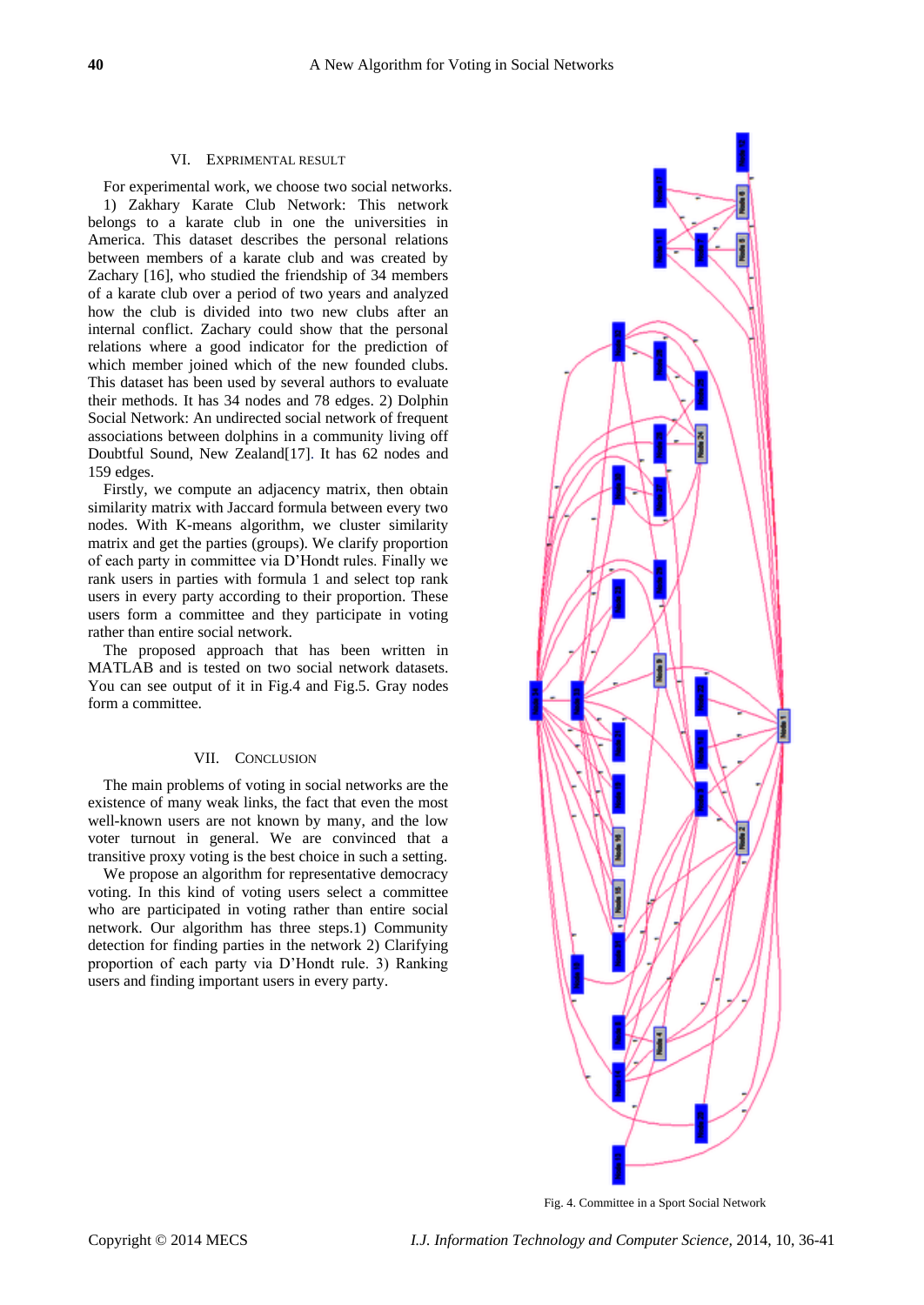## VI. Exprimental Result

For experimental work, we choose two social networks. 1) Zakhary Karate Club Network: This network belongs to a karate club in one the universities in America. This dataset describes the personal relations between members of a karate club and was created by Zachary [16], who studied the friendship of 34 members of a karate club over a period of two years and analyzed how the club is divided into two new clubs after an internal conflict. Zachary could show that the personal relations where a good indicator for the prediction of which member joined which of the new founded clubs. This dataset has been used by several authors to evaluate their methods. It has 34 nodes and 78 edges. 2) Dolphin Social Network: An undirected social network of frequent associations between dolphins in a community living off Doubtful Sound, New Zealand[17]. It has 62 nodes and 159 edges.

Firstly, we compute an adjacency matrix, then obtain similarity matrix with Jaccard formula between every two nodes. With K-means algorithm, we cluster similarity matrix and get the parties (groups). We clarify proportion of each party in committee via D'Hondt rules. Finally we rank users in parties with formula 1 and select top rank users in every party according to their proportion. These users form a committee and they participate in voting rather than entire social network.

The proposed approach that has been written in MATLAB and is tested on two social network datasets. You can see output of it in Fig.4 and Fig.5. Gray nodes form a committee.

## VII. Conclusion

The main problems of voting in social networks are the existence of many weak links, the fact that even the most well-known users are not known by many, and the low voter turnout in general. We are convinced that a transitive proxy voting is the best choice in such a setting.

We propose an algorithm for representative democracy voting. In this kind of voting users select a committee who are participated in voting rather than entire social network. Our algorithm has three steps.1) Community detection for finding parties in the network 2) Clarifying proportion of each party via D'Hondt rule. 3) Ranking users and finding important users in every party.

Fig. 4. Committee in a Sport Social Network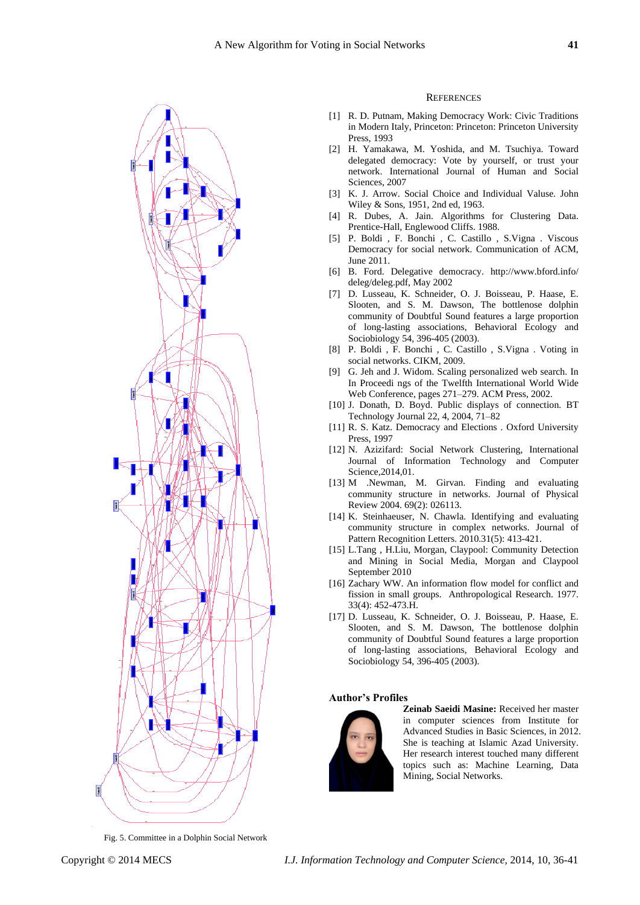Fig. 5. Committee in a Dolphin Social Network

## REFERENCES

[1] R. D. Putnam, Making Democracy Work: Civic Traditions in Modern Italy, Princeton: Princeton: Princeton University Press, 1993

[2] H. Yamakawa, M. Yoshida, and M. Tsuchiya. Toward delegated democracy: Vote by yourself, or trust your network. International Journal of Human and Social Sciences, 2007

[3] K. J. Arrow. Social Choice and Individual Valuse. John Wiley & Sons, 1951, 2nd ed, 1963.

[4] R. Dubes, A. Jain. Algorithms for Clustering Data. Prentice-Hall, Englewood Cliffs. 1988.

[5] P. Boldi , F. Bonchi , C. Castillo , S.Vigna . Viscous Democracy for social network. Communication of ACM, June 2011.

[6] B. Ford. Delegative democracy. http://www.bford.info/deleg/deleg.pdf, May 2002

[7] D. Lusseau, K. Schneider, O. J. Boisseau, P. Haase, E. Slooten, and S. M. Dawson, The bottlenose dolphin community of Doubtful Sound features a large proportion of long-lasting associations, Behavioral Ecology and Sociobiology 54, 396-405 (2003).

[8] P. Boldi , F. Bonchi , C. Castillo , S.Vigna . Voting in social networks. CIKM, 2009.

[9] G. Jeh and J. Widom. Scaling personalized web search. In In Proceedi ngs of the Twelfth International World Wide Web Conference, pages 271–279. ACM Press, 2002.

[10] J. Donath, D. Boyd. Public displays of connection. BT Technology Journal 22, 4, 2004, 71–82

[11] R. S. Katz. Democracy and Elections . Oxford University Press, 1997

[12] N. Azizifard: Social Network Clustering, International Journal of Information Technology and Computer Science,2014,01.

[13] M .Newman, M. Girvan. Finding and evaluating community structure in networks. Journal of Physical Review 2004. 69(2): 026113.

[14] K. Steinhaeuser, N. Chawla. Identifying and evaluating community structure in complex networks. Journal of Pattern Recognition Letters. 2010.31(5): 413-421.

[15] L.Tang , H.Liu, Morgan, Claypool: Community Detection and Mining in Social Media, Morgan and Claypool September 2010

[16] Zachary WW. An information flow model for conflict and fission in small groups. Anthropological Research. 1977. 33(4): 452-473.H.

[17] D. Lusseau, K. Schneider, O. J. Boisseau, P. Haase, E. Slooten, and S. M. Dawson, The bottlenose dolphin community of Doubtful Sound features a large proportion of long-lasting associations, Behavioral Ecology and Sociobiology 54, 396-405 (2003).

## Author's Profiles

**Zeinab Saeidi Masine:** Received her master in computer sciences from Institute for Advanced Studies in Basic Sciences, in 2012. She is teaching at Islamic Azad University. Her research interest touched many different topics such as: Machine Learning, Data Mining, Social Networks.